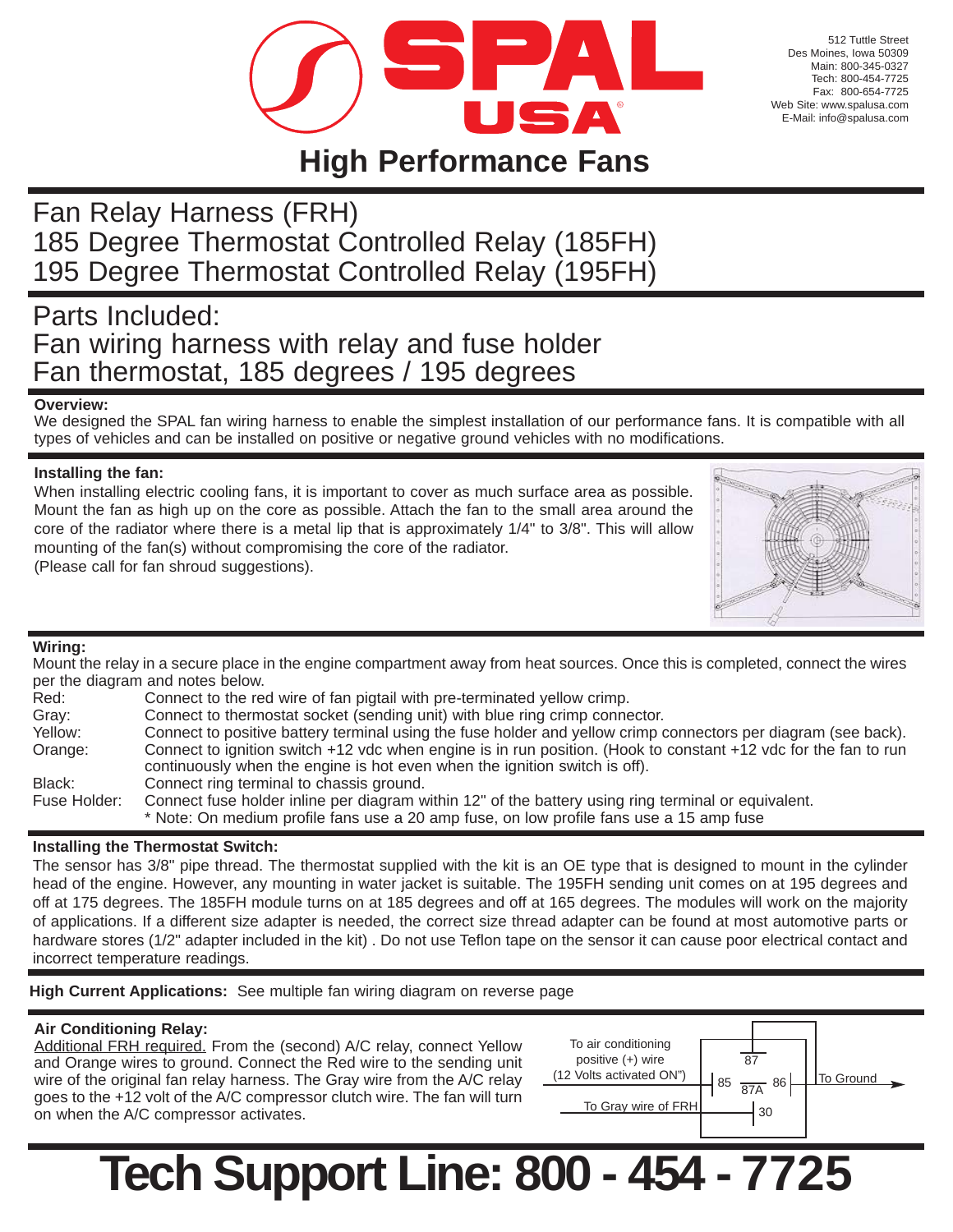# SPAL USA

512 Tuttle Street
Des Moines, Iowa 50309
Main: 800-345-0327
Tech: 800-454-7725
Fax: 800-654-7725
Web Site: www.spalusa.com
E-Mail: info@spalusa.com

## High Performance Fans

# Fan Relay Harness (FRH)
# 185 Degree Thermostat Controlled Relay (185FH)
# 195 Degree Thermostat Controlled Relay (195FH)

## Parts Included:
## Fan wiring harness with relay and fuse holder
## Fan thermostat, 185 degrees / 195 degrees

**Overview:**

We designed the SPAL fan wiring harness to enable the simplest installation of our performance fans. It is compatible with all types of vehicles and can be installed on positive or negative ground vehicles with no modifications.

**Installing the fan:**

When installing electric cooling fans, it is important to cover as much surface area as possible. Mount the fan as high up on the core as possible. Attach the fan to the small area around the core of the radiator where there is a metal lip that is approximately 1/4" to 3/8". This will allow mounting of the fan(s) without compromising the core of the radiator.
(Please call for fan shroud suggestions).

**Wiring:**

Mount the relay in a secure place in the engine compartment away from heat sources. Once this is completed, connect the wires per the diagram and notes below.

| | |
|---|---|
| Red: | Connect to the red wire of fan pigtail with pre-terminated yellow crimp. |
| Gray: | Connect to thermostat socket (sending unit) with blue ring crimp connector. |
| Yellow: | Connect to positive battery terminal using the fuse holder and yellow crimp connectors per diagram (see back). |
| Orange: | Connect to ignition switch +12 vdc when engine is in run position. (Hook to constant +12 vdc for the fan to run continuously when the engine is hot even when the ignition switch is off). |
| Black: | Connect ring terminal to chassis ground. |
| Fuse Holder: | Connect fuse holder inline per diagram within 12" of the battery using ring terminal or equivalent. * Note: On medium profile fans use a 20 amp fuse, on low profile fans use a 15 amp fuse |

**Installing the Thermostat Switch:**

The sensor has 3/8" pipe thread. The thermostat supplied with the kit is an OE type that is designed to mount in the cylinder head of the engine. However, any mounting in water jacket is suitable. The 195FH sending unit comes on at 195 degrees and off at 175 degrees. The 185FH module turns on at 185 degrees and off at 165 degrees. The modules will work on the majority of applications. If a different size adapter is needed, the correct size thread adapter can be found at most automotive parts or hardware stores (1/2" adapter included in the kit) . Do not use Teflon tape on the sensor it can cause poor electrical contact and incorrect temperature readings.

**High Current Applications:** See multiple fan wiring diagram on reverse page

**Air Conditioning Relay:**

Additional FRH required. From the (second) A/C relay, connect Yellow and Orange wires to ground. Connect the Red wire to the sending unit wire of the original fan relay harness. The Gray wire from the A/C relay goes to the +12 volt of the A/C compressor clutch wire. The fan will turn on when the A/C compressor activates.

To air conditioning positive (+) wire (12 Volts activated ON")
To Gray wire of FRH
87
85
87A
86
30
To Ground

# Tech Support Line: 800 - 454 - 7725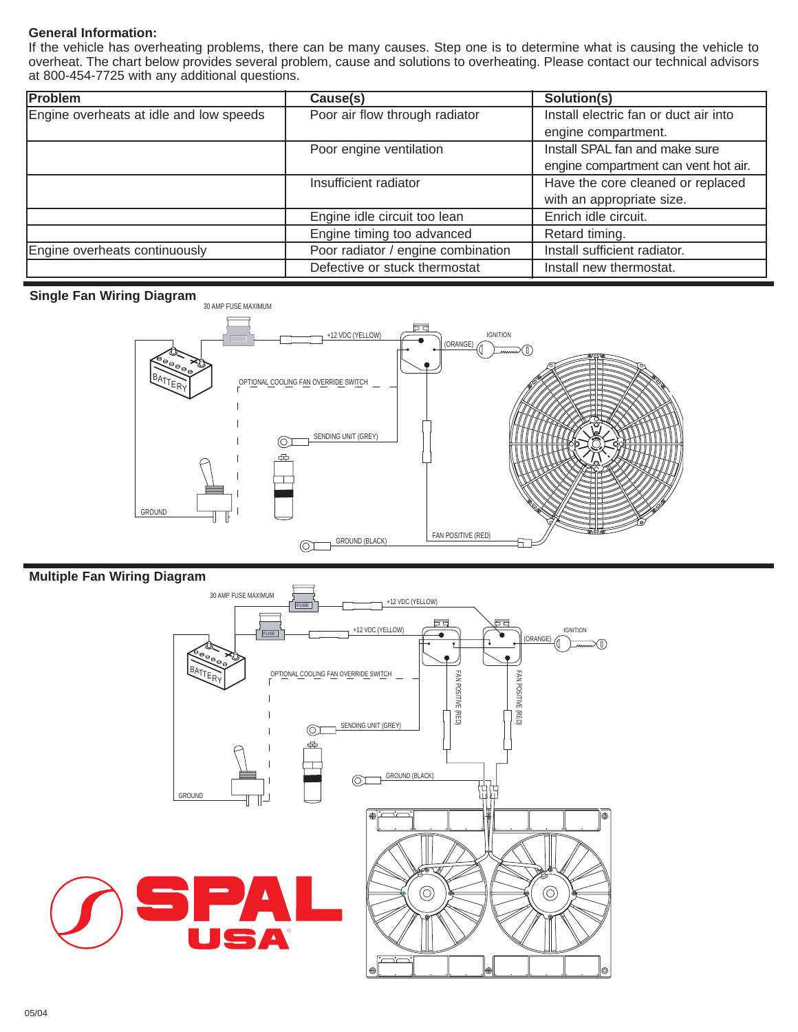**General Information:**

If the vehicle has overheating problems, there can be many causes. Step one is to determine what is causing the vehicle to overheat. The chart below provides several problem, cause and solutions to overheating. Please contact our technical advisors at 800-454-7725 with any additional questions.

| Problem | Cause(s) | Solution(s) |
|---|---|---|
| Engine overheats at idle and low speeds | Poor air flow through radiator | Install electric fan or duct air into engine compartment. |
| | Poor engine ventilation | Install SPAL fan and make sure engine compartment can vent hot air. |
| | Insufficient radiator | Have the core cleaned or replaced with an appropriate size. |
| | Engine idle circuit too lean | Enrich idle circuit. |
| | Engine timing too advanced | Retard timing. |
| Engine overheats continuously | Poor radiator / engine combination | Install sufficient radiator. |
| | Defective or stuck thermostat | Install new thermostat. |

## Single Fan Wiring Diagram

30 AMP FUSE MAXIMUM

+12 VDC (YELLOW)

IGNITION

(ORANGE)

BATTERY

OPTIONAL COOLING FAN OVERRIDE SWITCH

SENDING UNIT (GREY)

GROUND

GROUND (BLACK)

FAN POSITIVE (RED)

## Multiple Fan Wiring Diagram

30 AMP FUSE MAXIMUM

FUSE

+12 VDC (YELLOW)

FUSE

+12 VDC (YELLOW)

IGNITION

(ORANGE)

BATTERY

OPTIONAL COOLING FAN OVERRIDE SWITCH

FAN POSITIVE (RED)

FAN POSITIVE (RED)

SENDING UNIT (GREY)

GROUND (BLACK)

GROUND

SPAL USA

05/04